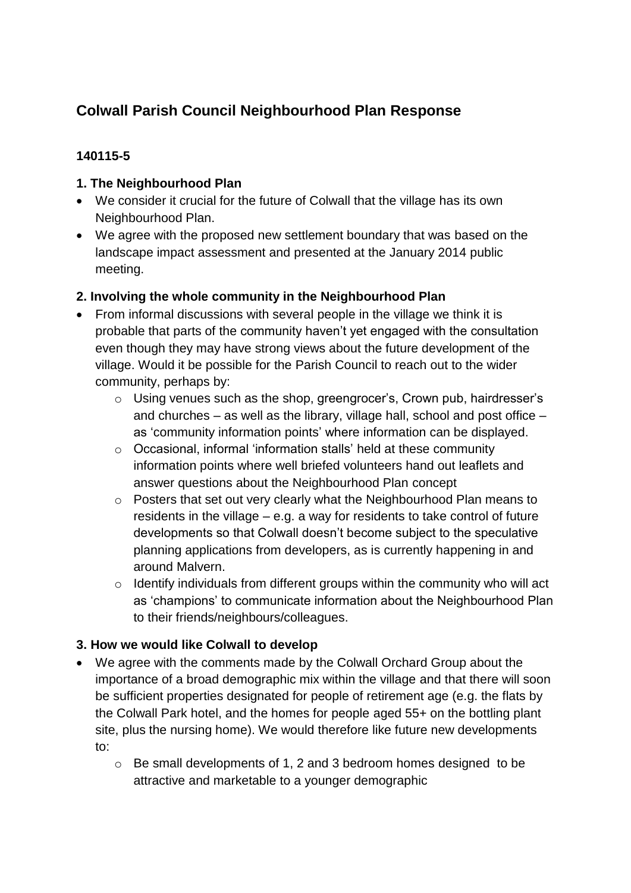# Colwall Parish Council Neighbourhood Plan Response

**140115-5**

### 1. The Neighbourhood Plan

- We consider it crucial for the future of Colwall that the village has its own Neighbourhood Plan.
- We agree with the proposed new settlement boundary that was based on the landscape impact assessment and presented at the January 2014 public meeting.

### 2. Involving the whole community in the Neighbourhood Plan

- From informal discussions with several people in the village we think it is probable that parts of the community haven't yet engaged with the consultation even though they may have strong views about the future development of the village. Would it be possible for the Parish Council to reach out to the wider community, perhaps by:
  - Using venues such as the shop, greengrocer's, Crown pub, hairdresser's and churches – as well as the library, village hall, school and post office – as 'community information points' where information can be displayed.
  - Occasional, informal 'information stalls' held at these community information points where well briefed volunteers hand out leaflets and answer questions about the Neighbourhood Plan concept
  - Posters that set out very clearly what the Neighbourhood Plan means to residents in the village – e.g. a way for residents to take control of future developments so that Colwall doesn't become subject to the speculative planning applications from developers, as is currently happening in and around Malvern.
  - Identify individuals from different groups within the community who will act as 'champions' to communicate information about the Neighbourhood Plan to their friends/neighbours/colleagues.

### 3. How we would like Colwall to develop

- We agree with the comments made by the Colwall Orchard Group about the importance of a broad demographic mix within the village and that there will soon be sufficient properties designated for people of retirement age (e.g. the flats by the Colwall Park hotel, and the homes for people aged 55+ on the bottling plant site, plus the nursing home). We would therefore like future new developments to:
  - Be small developments of 1, 2 and 3 bedroom homes designed to be attractive and marketable to a younger demographic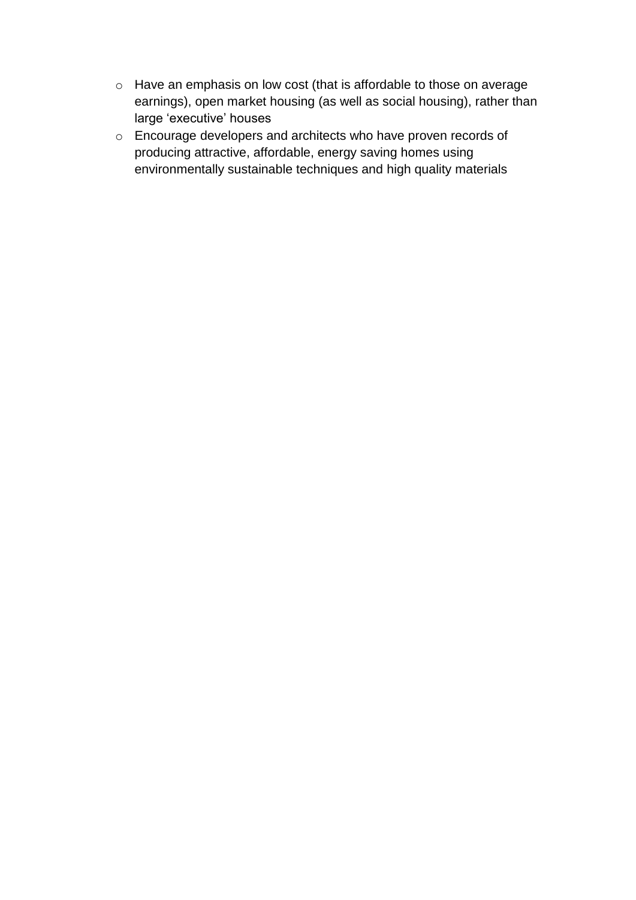- Have an emphasis on low cost (that is affordable to those on average earnings), open market housing (as well as social housing), rather than large ‘executive’ houses
- Encourage developers and architects who have proven records of producing attractive, affordable, energy saving homes using environmentally sustainable techniques and high quality materials